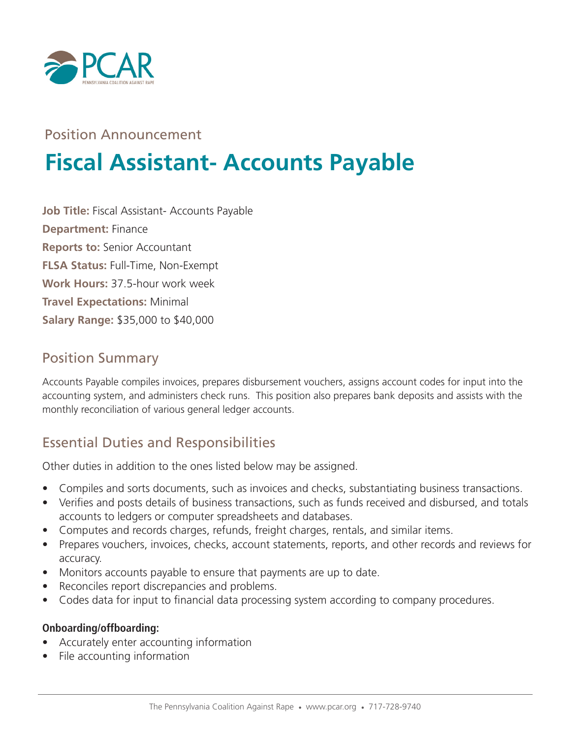PCAR
PENNSYLVANIA COALITION AGAINST RAPE

Position Announcement

# Fiscal Assistant- Accounts Payable

**Job Title:** Fiscal Assistant- Accounts Payable
**Department:** Finance
**Reports to:** Senior Accountant
**FLSA Status:** Full-Time, Non-Exempt
**Work Hours:** 37.5-hour work week
**Travel Expectations:** Minimal
**Salary Range:** $35,000 to $40,000

## Position Summary

Accounts Payable compiles invoices, prepares disbursement vouchers, assigns account codes for input into the accounting system, and administers check runs. This position also prepares bank deposits and assists with the monthly reconciliation of various general ledger accounts.

## Essential Duties and Responsibilities

Other duties in addition to the ones listed below may be assigned.

- Compiles and sorts documents, such as invoices and checks, substantiating business transactions.
- Verifies and posts details of business transactions, such as funds received and disbursed, and totals accounts to ledgers or computer spreadsheets and databases.
- Computes and records charges, refunds, freight charges, rentals, and similar items.
- Prepares vouchers, invoices, checks, account statements, reports, and other records and reviews for accuracy.
- Monitors accounts payable to ensure that payments are up to date.
- Reconciles report discrepancies and problems.
- Codes data for input to financial data processing system according to company procedures.

**Onboarding/offboarding:**

- Accurately enter accounting information
- File accounting information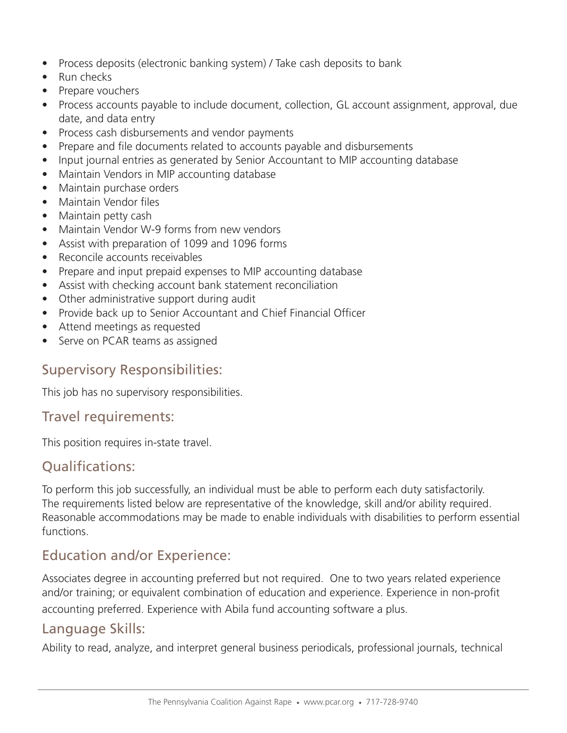- Process deposits (electronic banking system) / Take cash deposits to bank
- Run checks
- Prepare vouchers
- Process accounts payable to include document, collection, GL account assignment, approval, due date, and data entry
- Process cash disbursements and vendor payments
- Prepare and file documents related to accounts payable and disbursements
- Input journal entries as generated by Senior Accountant to MIP accounting database
- Maintain Vendors in MIP accounting database
- Maintain purchase orders
- Maintain Vendor files
- Maintain petty cash
- Maintain Vendor W-9 forms from new vendors
- Assist with preparation of 1099 and 1096 forms
- Reconcile accounts receivables
- Prepare and input prepaid expenses to MIP accounting database
- Assist with checking account bank statement reconciliation
- Other administrative support during audit
- Provide back up to Senior Accountant and Chief Financial Officer
- Attend meetings as requested
- Serve on PCAR teams as assigned

## Supervisory Responsibilities:

This job has no supervisory responsibilities.

## Travel requirements:

This position requires in-state travel.

## Qualifications:

To perform this job successfully, an individual must be able to perform each duty satisfactorily. The requirements listed below are representative of the knowledge, skill and/or ability required. Reasonable accommodations may be made to enable individuals with disabilities to perform essential functions.

## Education and/or Experience:

Associates degree in accounting preferred but not required. One to two years related experience and/or training; or equivalent combination of education and experience. Experience in non-profit accounting preferred. Experience with Abila fund accounting software a plus.

## Language Skills:

Ability to read, analyze, and interpret general business periodicals, professional journals, technical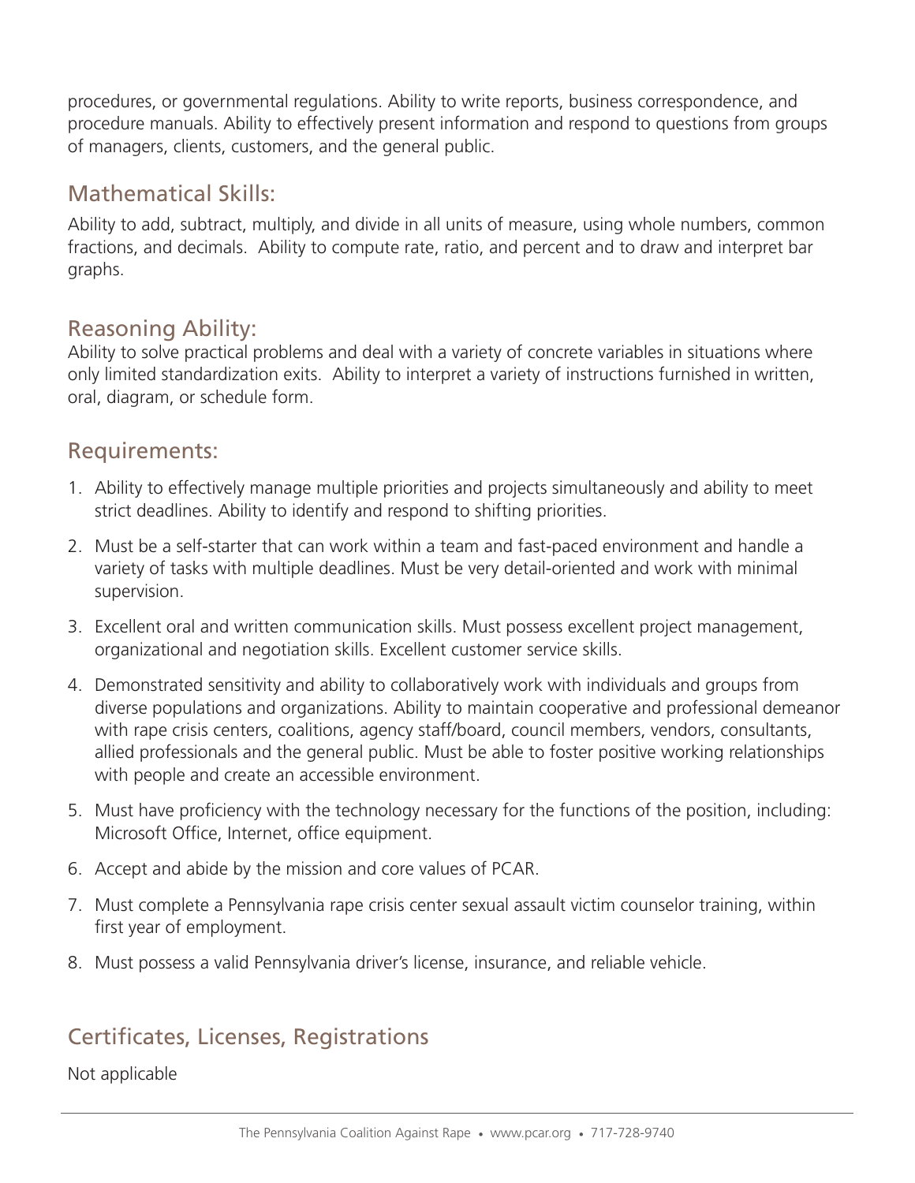procedures, or governmental regulations. Ability to write reports, business correspondence, and procedure manuals. Ability to effectively present information and respond to questions from groups of managers, clients, customers, and the general public.

## Mathematical Skills:

Ability to add, subtract, multiply, and divide in all units of measure, using whole numbers, common fractions, and decimals. Ability to compute rate, ratio, and percent and to draw and interpret bar graphs.

## Reasoning Ability:

Ability to solve practical problems and deal with a variety of concrete variables in situations where only limited standardization exits. Ability to interpret a variety of instructions furnished in written, oral, diagram, or schedule form.

## Requirements:

1. Ability to effectively manage multiple priorities and projects simultaneously and ability to meet strict deadlines. Ability to identify and respond to shifting priorities.
2. Must be a self-starter that can work within a team and fast-paced environment and handle a variety of tasks with multiple deadlines. Must be very detail-oriented and work with minimal supervision.
3. Excellent oral and written communication skills. Must possess excellent project management, organizational and negotiation skills. Excellent customer service skills.
4. Demonstrated sensitivity and ability to collaboratively work with individuals and groups from diverse populations and organizations. Ability to maintain cooperative and professional demeanor with rape crisis centers, coalitions, agency staff/board, council members, vendors, consultants, allied professionals and the general public. Must be able to foster positive working relationships with people and create an accessible environment.
5. Must have proficiency with the technology necessary for the functions of the position, including: Microsoft Office, Internet, office equipment.
6. Accept and abide by the mission and core values of PCAR.
7. Must complete a Pennsylvania rape crisis center sexual assault victim counselor training, within first year of employment.
8. Must possess a valid Pennsylvania driver's license, insurance, and reliable vehicle.

## Certificates, Licenses, Registrations

Not applicable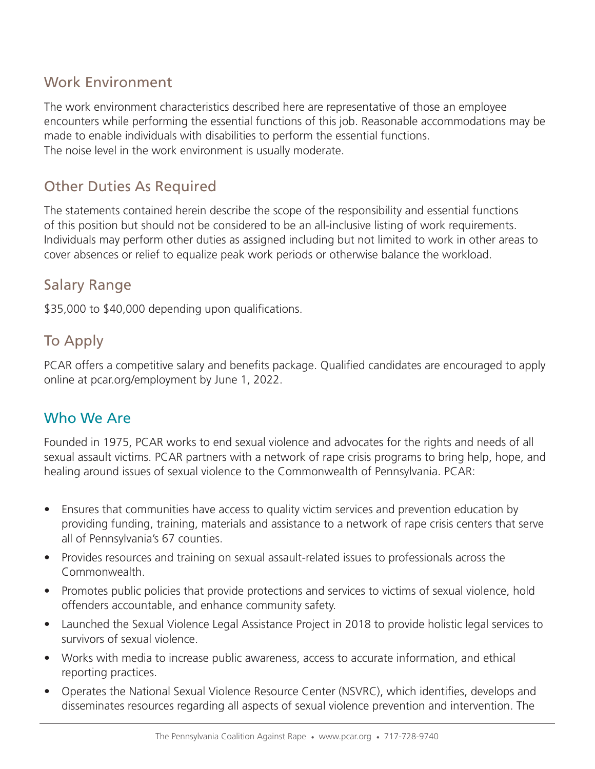## Work Environment

The work environment characteristics described here are representative of those an employee encounters while performing the essential functions of this job. Reasonable accommodations may be made to enable individuals with disabilities to perform the essential functions.
The noise level in the work environment is usually moderate.

## Other Duties As Required

The statements contained herein describe the scope of the responsibility and essential functions of this position but should not be considered to be an all-inclusive listing of work requirements. Individuals may perform other duties as assigned including but not limited to work in other areas to cover absences or relief to equalize peak work periods or otherwise balance the workload.

## Salary Range

$35,000 to $40,000 depending upon qualifications.

## To Apply

PCAR offers a competitive salary and benefits package. Qualified candidates are encouraged to apply online at pcar.org/employment by June 1, 2022.

## Who We Are

Founded in 1975, PCAR works to end sexual violence and advocates for the rights and needs of all sexual assault victims. PCAR partners with a network of rape crisis programs to bring help, hope, and healing around issues of sexual violence to the Commonwealth of Pennsylvania. PCAR:

- Ensures that communities have access to quality victim services and prevention education by providing funding, training, materials and assistance to a network of rape crisis centers that serve all of Pennsylvania's 67 counties.
- Provides resources and training on sexual assault-related issues to professionals across the Commonwealth.
- Promotes public policies that provide protections and services to victims of sexual violence, hold offenders accountable, and enhance community safety.
- Launched the Sexual Violence Legal Assistance Project in 2018 to provide holistic legal services to survivors of sexual violence.
- Works with media to increase public awareness, access to accurate information, and ethical reporting practices.
- Operates the National Sexual Violence Resource Center (NSVRC), which identifies, develops and disseminates resources regarding all aspects of sexual violence prevention and intervention. The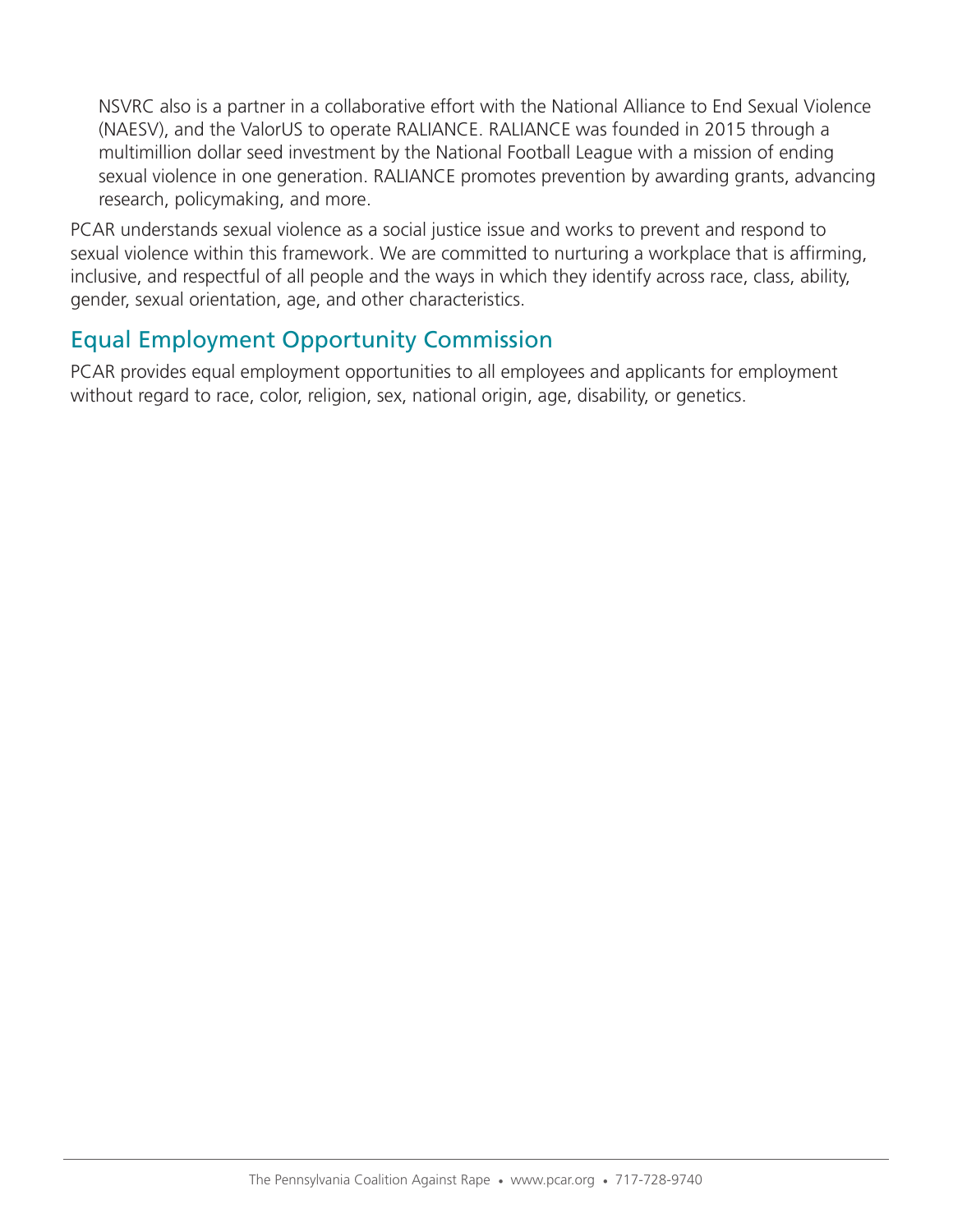NSVRC also is a partner in a collaborative effort with the National Alliance to End Sexual Violence (NAESV), and the ValorUS to operate RALIANCE. RALIANCE was founded in 2015 through a multimillion dollar seed investment by the National Football League with a mission of ending sexual violence in one generation. RALIANCE promotes prevention by awarding grants, advancing research, policymaking, and more.

PCAR understands sexual violence as a social justice issue and works to prevent and respond to sexual violence within this framework. We are committed to nurturing a workplace that is affirming, inclusive, and respectful of all people and the ways in which they identify across race, class, ability, gender, sexual orientation, age, and other characteristics.

## Equal Employment Opportunity Commission

PCAR provides equal employment opportunities to all employees and applicants for employment without regard to race, color, religion, sex, national origin, age, disability, or genetics.